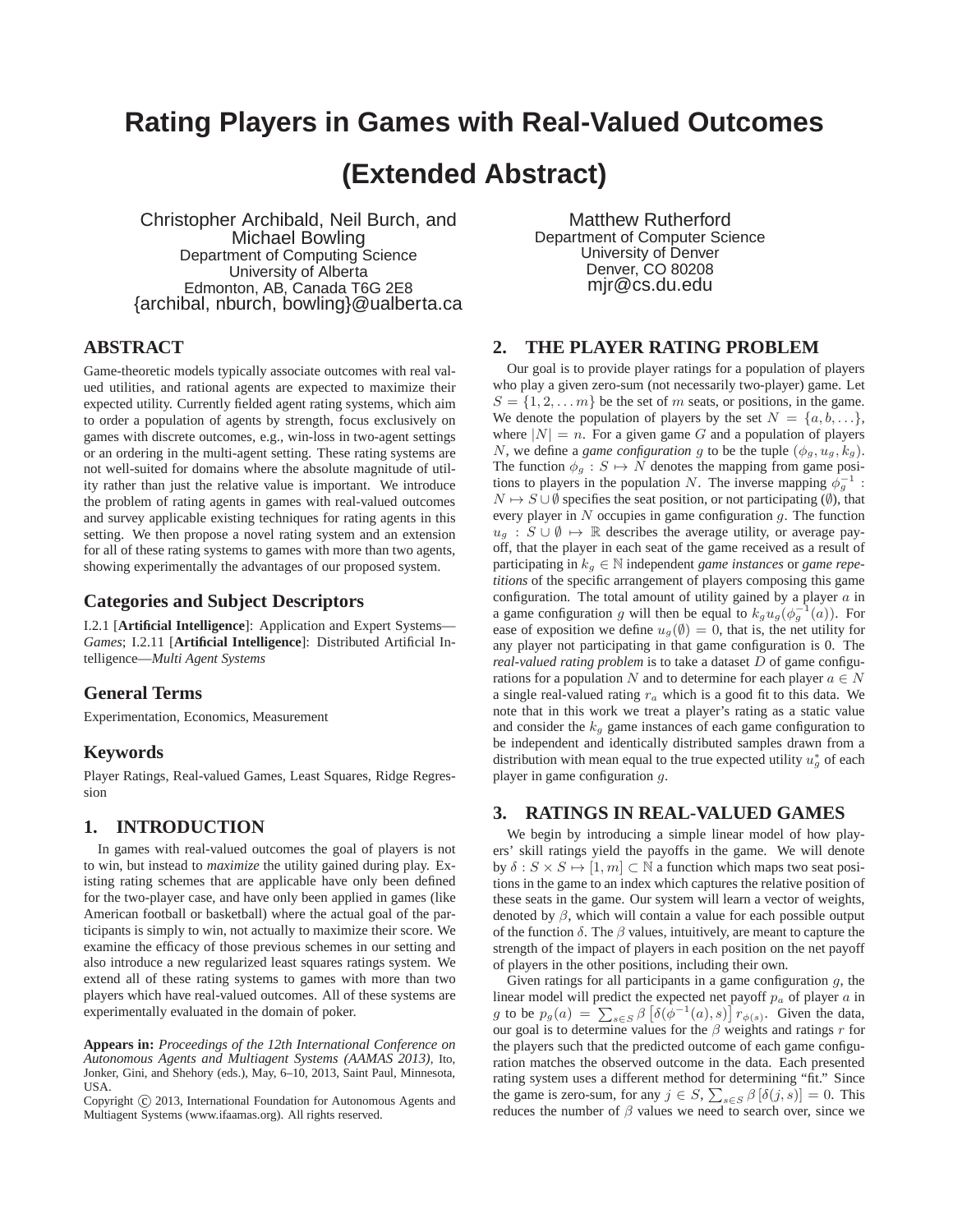# Rating Players in Games with Real-Valued Outcomes

# (Extended Abstract)

Christopher Archibald, Neil Burch, and Michael Bowling
Department of Computing Science
University of Alberta
Edmonton, AB, Canada T6G 2E8
{archibal, nburch, bowling}@ualberta.ca

Matthew Rutherford
Department of Computer Science
University of Denver
Denver, CO 80208
mjr@cs.du.edu

## ABSTRACT

Game-theoretic models typically associate outcomes with real valued utilities, and rational agents are expected to maximize their expected utility. Currently fielded agent rating systems, which aim to order a population of agents by strength, focus exclusively on games with discrete outcomes, e.g., win-loss in two-agent settings or an ordering in the multi-agent setting. These rating systems are not well-suited for domains where the absolute magnitude of utility rather than just the relative value is important. We introduce the problem of rating agents in games with real-valued outcomes and survey applicable existing techniques for rating agents in this setting. We then propose a novel rating system and an extension for all of these rating systems to games with more than two agents, showing experimentally the advantages of our proposed system.

## Categories and Subject Descriptors

I.2.1 [**Artificial Intelligence**]: Application and Expert Systems—*Games*; I.2.11 [**Artificial Intelligence**]: Distributed Artificial Intelligence—*Multi Agent Systems*

## General Terms

Experimentation, Economics, Measurement

## Keywords

Player Ratings, Real-valued Games, Least Squares, Ridge Regression

## 1. INTRODUCTION

In games with real-valued outcomes the goal of players is not to win, but instead to *maximize* the utility gained during play. Existing rating schemes that are applicable have only been defined for the two-player case, and have only been applied in games (like American football or basketball) where the actual goal of the participants is simply to win, not actually to maximize their score. We examine the efficacy of those previous schemes in our setting and also introduce a new regularized least squares ratings system. We extend all of these rating systems to games with more than two players which have real-valued outcomes. All of these systems are experimentally evaluated in the domain of poker.

**Appears in:** *Proceedings of the 12th International Conference on Autonomous Agents and Multiagent Systems (AAMAS 2013)*, Ito, Jonker, Gini, and Shehory (eds.), May, 6–10, 2013, Saint Paul, Minnesota, USA.
Copyright © 2013, International Foundation for Autonomous Agents and Multiagent Systems (www.ifaamas.org). All rights reserved.

## 2. THE PLAYER RATING PROBLEM

Our goal is to provide player ratings for a population of players who play a given zero-sum (not necessarily two-player) game. Let $S = \{1, 2, \ldots m\}$ be the set of $m$ seats, or positions, in the game. We denote the population of players by the set $N = \{a, b, \ldots\}$, where $|N| = n$. For a given game $G$ and a population of players $N$, we define a *game configuration* $g$ to be the tuple $(\phi_g, u_g, k_g)$. The function $\phi_g : S \mapsto N$ denotes the mapping from game positions to players in the population $N$. The inverse mapping $\phi_g^{-1} : N \mapsto S \cup \emptyset$ specifies the seat position, or not participating ($\emptyset$), that every player in $N$ occupies in game configuration $g$. The function $u_g : S \cup \emptyset \mapsto \mathbb{R}$ describes the average utility, or average payoff, that the player in each seat of the game received as a result of participating in $k_g \in \mathbb{N}$ independent *game instances* or *game repetitions* of the specific arrangement of players composing this game configuration. The total amount of utility gained by a player $a$ in a game configuration $g$ will then be equal to $k_g u_g(\phi_g^{-1}(a))$. For ease of exposition we define $u_g(\emptyset) = 0$, that is, the net utility for any player not participating in that game configuration is 0. The *real-valued rating problem* is to take a dataset $D$ of game configurations for a population $N$ and to determine for each player $a \in N$ a single real-valued rating $r_a$ which is a good fit to this data. We note that in this work we treat a player's rating as a static value and consider the $k_g$ game instances of each game configuration to be independent and identically distributed samples drawn from a distribution with mean equal to the true expected utility $u_g^*$ of each player in game configuration $g$.

## 3. RATINGS IN REAL-VALUED GAMES

We begin by introducing a simple linear model of how players' skill ratings yield the payoffs in the game. We will denote by $\delta : S \times S \mapsto [1, m] \subset \mathbb{N}$ a function which maps two seat positions in the game to an index which captures the relative position of these seats in the game. Our system will learn a vector of weights, denoted by $\beta$, which will contain a value for each possible output of the function $\delta$. The $\beta$ values, intuitively, are meant to capture the strength of the impact of players in each position on the net payoff of players in the other positions, including their own.

Given ratings for all participants in a game configuration $g$, the linear model will predict the expected net payoff $p_a$ of player $a$ in $g$ to be $p_g(a) = \sum_{s \in S} \beta\left[\delta(\phi^{-1}(a), s)\right] r_{\phi(s)}$. Given the data, our goal is to determine values for the $\beta$ weights and ratings $r$ for the players such that the predicted outcome of each game configuration matches the observed outcome in the data. Each presented rating system uses a different method for determining "fit." Since the game is zero-sum, for any $j \in S$, $\sum_{s \in S} \beta\left[\delta(j, s)\right] = 0$. This reduces the number of $\beta$ values we need to search over, since we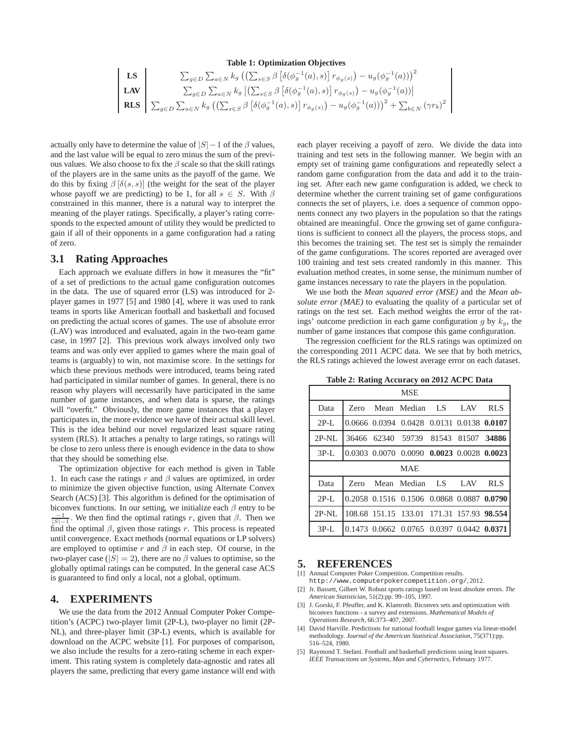**Table 1: Optimization Objectives**

| | |
|---|---|
| **LS** | $\sum_{g \in D} \sum_{a \in N} k_g \left( \left( \sum_{s \in S} \beta \left[ \delta(\phi_g^{-1}(a), s) \right] r_{\phi_g(s)} \right) - u_g(\phi_g^{-1}(a)) \right)^2$ |
| **LAV** | $\sum_{g \in D} \sum_{a \in N} k_g \left| \left( \sum_{s \in S} \beta \left[ \delta(\phi_g^{-1}(a), s) \right] r_{\phi_g(s)} \right) - u_g(\phi_g^{-1}(a)) \right|$ |
| **RLS** | $\sum_{g \in D} \sum_{a \in N} k_g \left( \left( \sum_{s \in S} \beta \left[ \delta(\phi_g^{-1}(a), s) \right] r_{\phi_g(s)} \right) - u_g(\phi_g^{-1}(a)) \right)^2 + \sum_{b \in N} (\gamma r_b)^2$ |

actually only have to determine the value of $|S|-1$ of the $\beta$ values, and the last value will be equal to zero minus the sum of the previous values. We also choose to fix the $\beta$ scale so that the skill ratings of the players are in the same units as the payoff of the game. We do this by fixing $\beta\left[\delta(s,s)\right]$ (the weight for the seat of the player whose payoff we are predicting) to be 1, for all $s \in S$. With $\beta$ constrained in this manner, there is a natural way to interpret the meaning of the player ratings. Specifically, a player's rating corresponds to the expected amount of utility they would be predicted to gain if all of their opponents in a game configuration had a rating of zero.

## 3.1 Rating Approaches

Each approach we evaluate differs in how it measures the "fit" of a set of predictions to the actual game configuration outcomes in the data. The use of squared error (LS) was introduced for 2-player games in 1977 [5] and 1980 [4], where it was used to rank teams in sports like American football and basketball and focused on predicting the actual scores of games. The use of absolute error (LAV) was introduced and evaluated, again in the two-team game case, in 1997 [2]. This previous work always involved only two teams and was only ever applied to games where the main goal of teams is (arguably) to win, not maximise score. In the settings for which these previous methods were introduced, teams being rated had participated in similar number of games. In general, there is no reason why players will necessarily have participated in the same number of game instances, and when data is sparse, the ratings will "overfit." Obviously, the more game instances that a player participates in, the more evidence we have of their actual skill level. This is the idea behind our novel regularized least square rating system (RLS). It attaches a penalty to large ratings, so ratings will be close to zero unless there is enough evidence in the data to show that they should be something else.

The optimization objective for each method is given in Table 1. In each case the ratings $r$ and $\beta$ values are optimized, in order to minimize the given objective function, using Alternate Convex Search (ACS) [3]. This algorithm is defined for the optimisation of biconvex functions. In our setting, we initialize each $\beta$ entry to be $\frac{-1}{|S|-1}$. We then find the optimal ratings $r$, given that $\beta$. Then we find the optimal $\beta$, given those ratings $r$. This process is repeated until convergence. Exact methods (normal equations or LP solvers) are employed to optimise $r$ and $\beta$ in each step. Of course, in the two-player case ($|S|=2$), there are no $\beta$ values to optimise, so the globally optimal ratings can be computed. In the general case ACS is guaranteed to find only a local, not a global, optimum.

# 4. EXPERIMENTS

We use the data from the 2012 Annual Computer Poker Competition's (ACPC) two-player limit (2P-L), two-player no limit (2P-NL), and three-player limit (3P-L) events, which is available for download on the ACPC website [1]. For purposes of comparison, we also include the results for a zero-rating scheme in each experiment. This rating system is completely data-agnostic and rates all players the same, predicting that every game instance will end with each player receiving a payoff of zero. We divide the data into training and test sets in the following manner. We begin with an empty set of training game configurations and repeatedly select a random game configuration from the data and add it to the training set. After each new game configuration is added, we check to determine whether the current training set of game configurations connects the set of players, i.e. does a sequence of common opponents connect any two players in the population so that the ratings obtained are meaningful. Once the growing set of game configurations is sufficient to connect all the players, the process stops, and this becomes the training set. The test set is simply the remainder of the game configurations. The scores reported are averaged over 100 training and test sets created randomly in this manner. This evaluation method creates, in some sense, the minimum number of game instances necessary to rate the players in the population.

We use both the *Mean squared error (MSE)* and the *Mean absolute error (MAE)* to evaluating the quality of a particular set of ratings on the test set. Each method weights the error of the ratings' outcome prediction in each game configuration $g$ by $k_g$, the number of game instances that compose this game configuration.

The regression coefficient for the RLS ratings was optimized on the corresponding 2011 ACPC data. We see that by both metrics, the RLS ratings achieved the lowest average error on each dataset.

**Table 2: Rating Accuracy on 2012 ACPC Data**

| MSE | | | | | | |
|---|---|---|---|---|---|---|
| Data | Zero | Mean | Median | LS | LAV | RLS |
| 2P-L | 0.0666 | 0.0394 | 0.0428 | 0.0131 | 0.0138 | **0.0107** |
| 2P-NL | 36466 | 62340 | 59739 | 81543 | 81507 | **34886** |
| 3P-L | 0.0303 | 0.0070 | 0.0090 | **0.0023** | 0.0028 | **0.0023** |
| MAE | | | | | | |
| Data | Zero | Mean | Median | LS | LAV | RLS |
| 2P-L | 0.2058 | 0.1516 | 0.1506 | 0.0868 | 0.0887 | **0.0790** |
| 2P-NL | 108.68 | 151.15 | 133.01 | 171.31 | 157.93 | **98.554** |
| 3P-L | 0.1473 | 0.0662 | 0.0765 | 0.0397 | 0.0442 | **0.0371** |

# 5. REFERENCES

[1] Annual Computer Poker Competition. Competition results. http://www.computerpokercompetition.org/, 2012.

[2] Jr. Bassett, Gilbert W. Robust sports ratings based on least absolute errors. *The American Statistician*, 51(2):pp. 99–105, 1997.

[3] J. Gorski, F. Pfeuffer, and K. Klamroth. Biconvex sets and optimization with biconvex functions - a survey and extensions. *Mathematical Models of Operations Research*, 66:373–407, 2007.

[4] David Harville. Predictions for national football league games via linear-model methodology. *Journal of the American Statistical Association*, 75(371):pp. 516–524, 1980.

[5] Raymond T. Stefani. Football and basketball predictions using least squares. *IEEE Transactions on Systems, Man and Cybernetics*, February 1977.